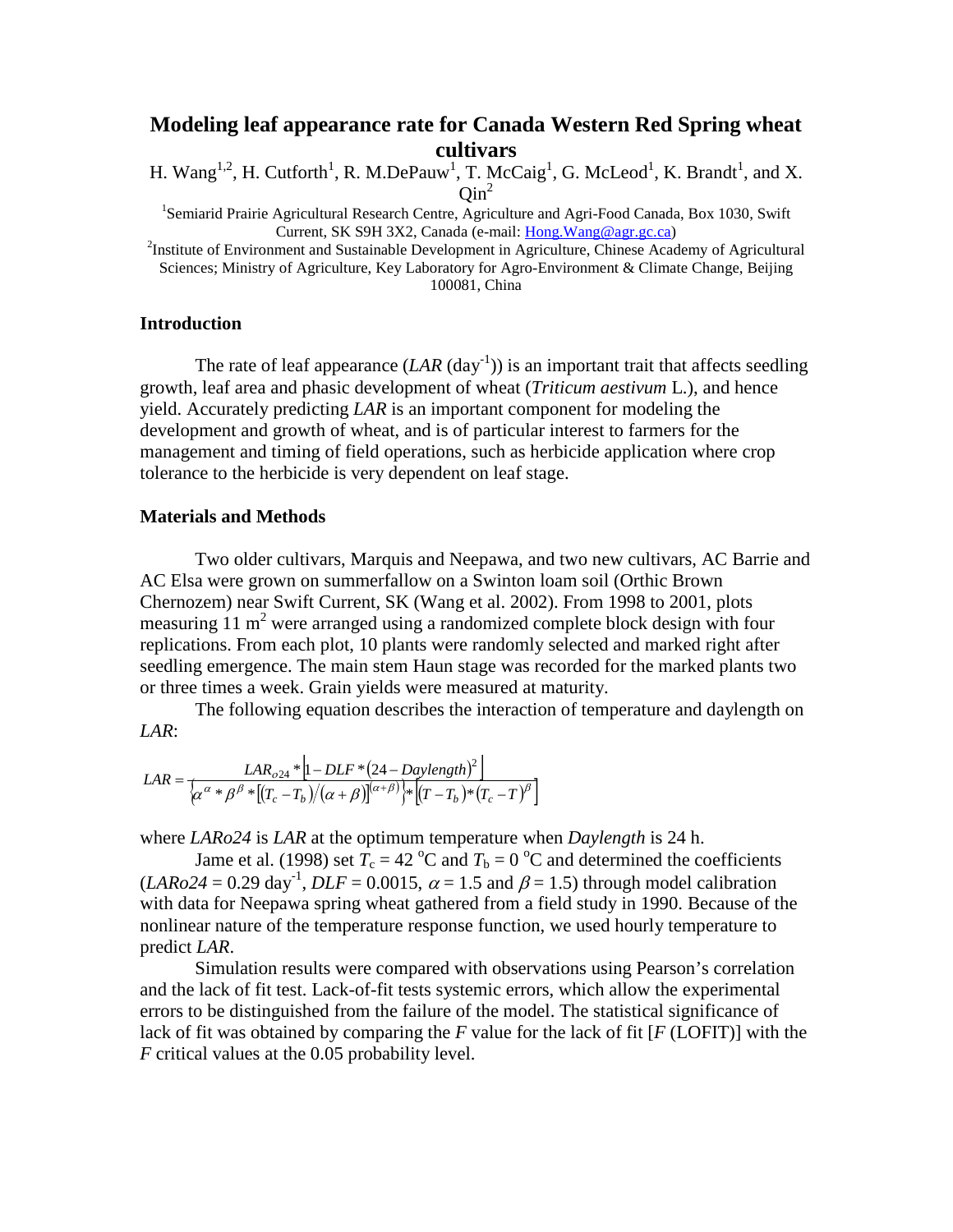# Modeling leaf appearance rate for Canada Western Red Spring wheat cultivars

H. Wang[1,2], H. Cutforth[1], R. M.DePauw[1], T. McCaig[1], G. McLeod[1], K. Brandt[1], and X. Qin[2]

[1]Semiarid Prairie Agricultural Research Centre, Agriculture and Agri-Food Canada, Box 1030, Swift Current, SK S9H 3X2, Canada (e-mail: Hong.Wang@agr.gc.ca)

[2]Institute of Environment and Sustainable Development in Agriculture, Chinese Academy of Agricultural Sciences; Ministry of Agriculture, Key Laboratory for Agro-Environment & Climate Change, Beijing 100081, China

## Introduction

The rate of leaf appearance (*LAR* ($day^{-1}$)) is an important trait that affects seedling growth, leaf area and phasic development of wheat (*Triticum aestivum* L.), and hence yield. Accurately predicting *LAR* is an important component for modeling the development and growth of wheat, and is of particular interest to farmers for the management and timing of field operations, such as herbicide application where crop tolerance to the herbicide is very dependent on leaf stage.

## Materials and Methods

Two older cultivars, Marquis and Neepawa, and two new cultivars, AC Barrie and AC Elsa were grown on summerfallow on a Swinton loam soil (Orthic Brown Chernozem) near Swift Current, SK (Wang et al. 2002). From 1998 to 2001, plots measuring 11 $m^2$ were arranged using a randomized complete block design with four replications. From each plot, 10 plants were randomly selected and marked right after seedling emergence. The main stem Haun stage was recorded for the marked plants two or three times a week. Grain yields were measured at maturity.

The following equation describes the interaction of temperature and daylength on *LAR*:

$$LAR = \frac{LAR_{o24} * \left[1 - DLF * (24 - Daylength)^2\right]}{\left\{\alpha^{\alpha} * \beta^{\beta} * \left[(T_c - T_b)/(\alpha + \beta)\right]^{(\alpha+\beta)}\right\} * \left[(T - T_b) * (T_c - T)^{\beta}\right]}$$

where *LARo24* is *LAR* at the optimum temperature when *Daylength* is 24 h.

Jame et al. (1998) set $T_c = 42$ °C and $T_b = 0$ °C and determined the coefficients ($LARo24 = 0.29$ $day^{-1}$, $DLF = 0.0015$, $\alpha = 1.5$ and $\beta = 1.5$) through model calibration with data for Neepawa spring wheat gathered from a field study in 1990. Because of the nonlinear nature of the temperature response function, we used hourly temperature to predict *LAR*.

Simulation results were compared with observations using Pearson's correlation and the lack of fit test. Lack-of-fit tests systemic errors, which allow the experimental errors to be distinguished from the failure of the model. The statistical significance of lack of fit was obtained by comparing the *F* value for the lack of fit [*F* (LOFIT)] with the *F* critical values at the 0.05 probability level.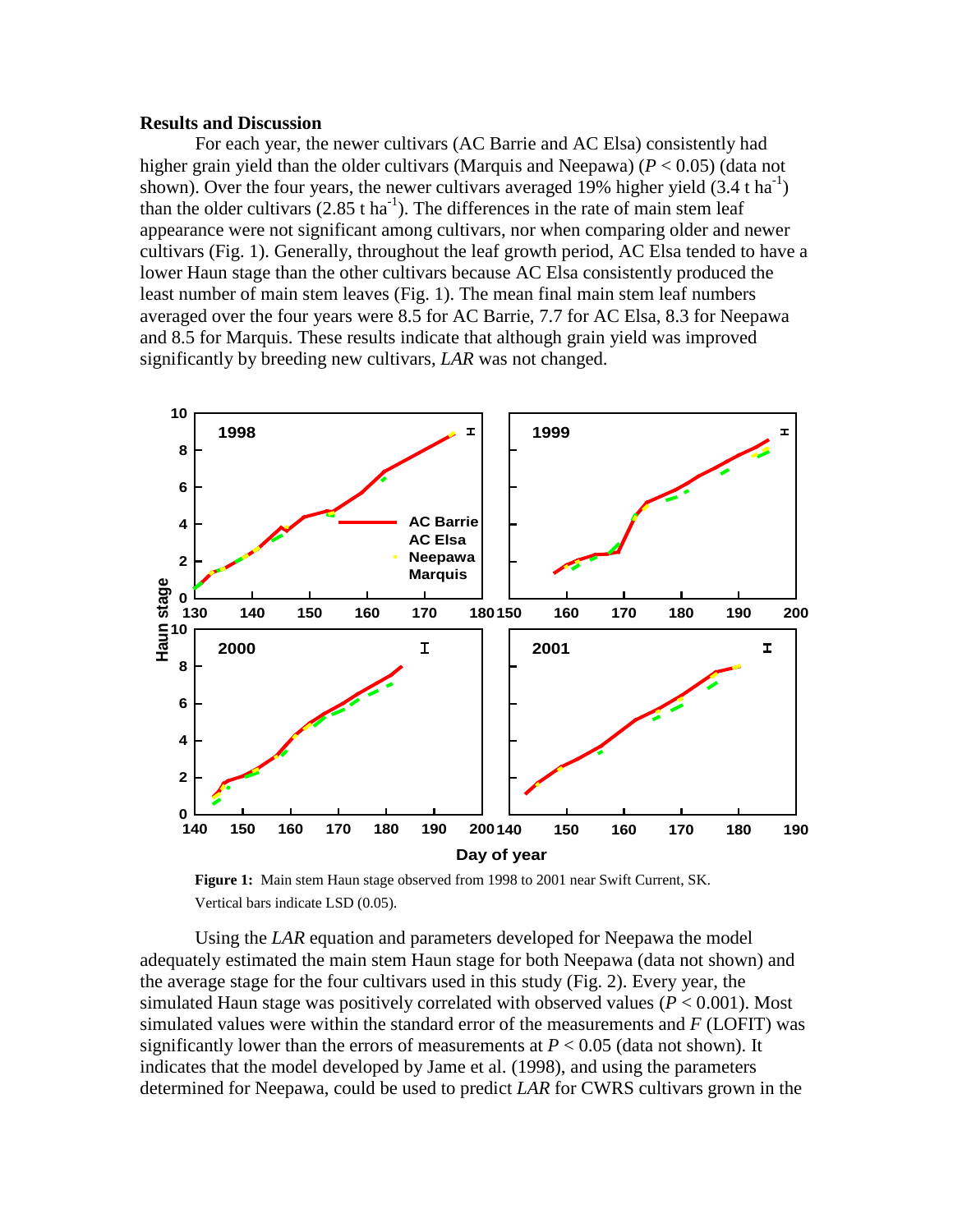## Results and Discussion

For each year, the newer cultivars (AC Barrie and AC Elsa) consistently had higher grain yield than the older cultivars (Marquis and Neepawa) ($P < 0.05$) (data not shown). Over the four years, the newer cultivars averaged 19% higher yield (3.4 t $ha^{-1}$) than the older cultivars (2.85 t $ha^{-1}$). The differences in the rate of main stem leaf appearance were not significant among cultivars, nor when comparing older and newer cultivars (Fig. 1). Generally, throughout the leaf growth period, AC Elsa tended to have a lower Haun stage than the other cultivars because AC Elsa consistently produced the least number of main stem leaves (Fig. 1). The mean final main stem leaf numbers averaged over the four years were 8.5 for AC Barrie, 7.7 for AC Elsa, 8.3 for Neepawa and 8.5 for Marquis. These results indicate that although grain yield was improved significantly by breeding new cultivars, *LAR* was not changed.

**Figure 1:** Main stem Haun stage observed from 1998 to 2001 near Swift Current, SK. Vertical bars indicate LSD (0.05).

Using the *LAR* equation and parameters developed for Neepawa the model adequately estimated the main stem Haun stage for both Neepawa (data not shown) and the average stage for the four cultivars used in this study (Fig. 2). Every year, the simulated Haun stage was positively correlated with observed values ($P < 0.001$). Most simulated values were within the standard error of the measurements and $F$ (LOFIT) was significantly lower than the errors of measurements at $P < 0.05$ (data not shown). It indicates that the model developed by Jame et al. (1998), and using the parameters determined for Neepawa, could be used to predict *LAR* for CWRS cultivars grown in the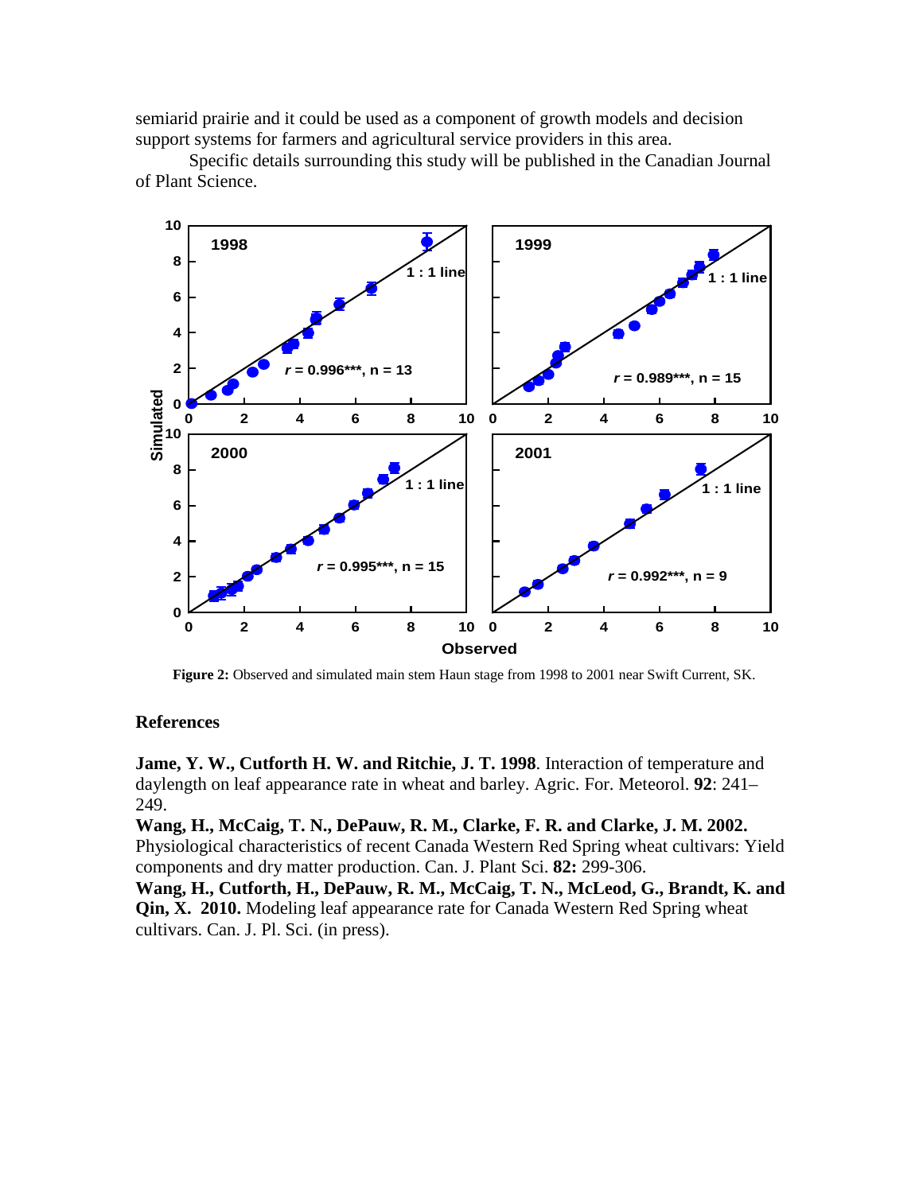semiarid prairie and it could be used as a component of growth models and decision support systems for farmers and agricultural service providers in this area.

Specific details surrounding this study will be published in the Canadian Journal of Plant Science.

**Figure 2:** Observed and simulated main stem Haun stage from 1998 to 2001 near Swift Current, SK.

## References

**Jame, Y. W., Cutforth H. W. and Ritchie, J. T. 1998**. Interaction of temperature and daylength on leaf appearance rate in wheat and barley. Agric. For. Meteorol. **92**: 241–249.

**Wang, H., McCaig, T. N., DePauw, R. M., Clarke, F. R. and Clarke, J. M. 2002.** Physiological characteristics of recent Canada Western Red Spring wheat cultivars: Yield components and dry matter production. Can. J. Plant Sci. **82:** 299-306.

**Wang, H., Cutforth, H., DePauw, R. M., McCaig, T. N., McLeod, G., Brandt, K. and Qin, X. 2010.** Modeling leaf appearance rate for Canada Western Red Spring wheat cultivars. Can. J. Pl. Sci. (in press).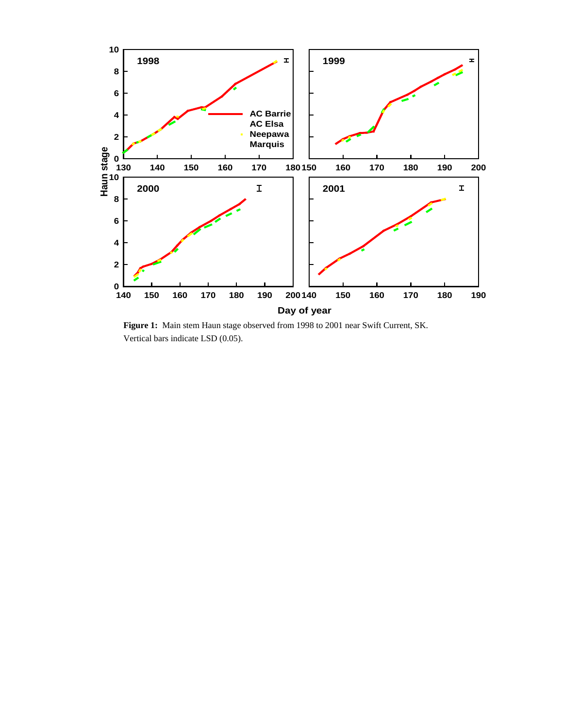1998

1999

2000

2001

AC Barrie
AC Elsa
Neepawa
Marquis

Haun stage

0
2
4
6
8
10

130 140 150 160 170 180

150 160 170 180 190 200

140 150 160 170 180 190 200

140 150 160 170 180 190

Day of year

**Figure 1:** Main stem Haun stage observed from 1998 to 2001 near Swift Current, SK. Vertical bars indicate LSD (0.05).